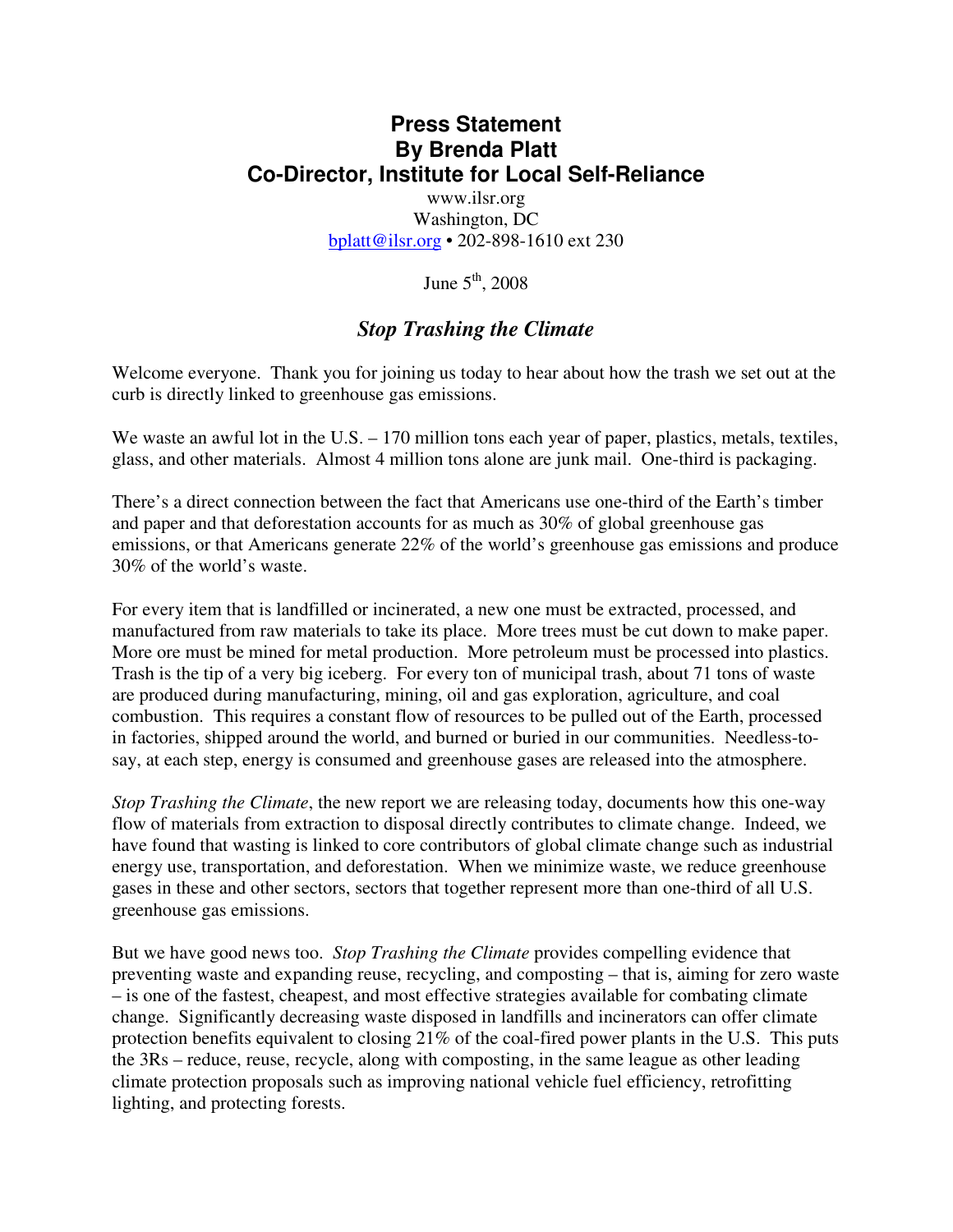# Press Statement
# By Brenda Platt
# Co-Director, Institute for Local Self-Reliance

www.ilsr.org
Washington, DC
bplatt@ilsr.org • 202-898-1610 ext 230

June 5th, 2008

## *Stop Trashing the Climate*

Welcome everyone. Thank you for joining us today to hear about how the trash we set out at the curb is directly linked to greenhouse gas emissions.

We waste an awful lot in the U.S. – 170 million tons each year of paper, plastics, metals, textiles, glass, and other materials. Almost 4 million tons alone are junk mail. One-third is packaging.

There's a direct connection between the fact that Americans use one-third of the Earth's timber and paper and that deforestation accounts for as much as 30% of global greenhouse gas emissions, or that Americans generate 22% of the world's greenhouse gas emissions and produce 30% of the world's waste.

For every item that is landfilled or incinerated, a new one must be extracted, processed, and manufactured from raw materials to take its place. More trees must be cut down to make paper. More ore must be mined for metal production. More petroleum must be processed into plastics. Trash is the tip of a very big iceberg. For every ton of municipal trash, about 71 tons of waste are produced during manufacturing, mining, oil and gas exploration, agriculture, and coal combustion. This requires a constant flow of resources to be pulled out of the Earth, processed in factories, shipped around the world, and burned or buried in our communities. Needless-to-say, at each step, energy is consumed and greenhouse gases are released into the atmosphere.

*Stop Trashing the Climate*, the new report we are releasing today, documents how this one-way flow of materials from extraction to disposal directly contributes to climate change. Indeed, we have found that wasting is linked to core contributors of global climate change such as industrial energy use, transportation, and deforestation. When we minimize waste, we reduce greenhouse gases in these and other sectors, sectors that together represent more than one-third of all U.S. greenhouse gas emissions.

But we have good news too. *Stop Trashing the Climate* provides compelling evidence that preventing waste and expanding reuse, recycling, and composting – that is, aiming for zero waste – is one of the fastest, cheapest, and most effective strategies available for combating climate change. Significantly decreasing waste disposed in landfills and incinerators can offer climate protection benefits equivalent to closing 21% of the coal-fired power plants in the U.S. This puts the 3Rs – reduce, reuse, recycle, along with composting, in the same league as other leading climate protection proposals such as improving national vehicle fuel efficiency, retrofitting lighting, and protecting forests.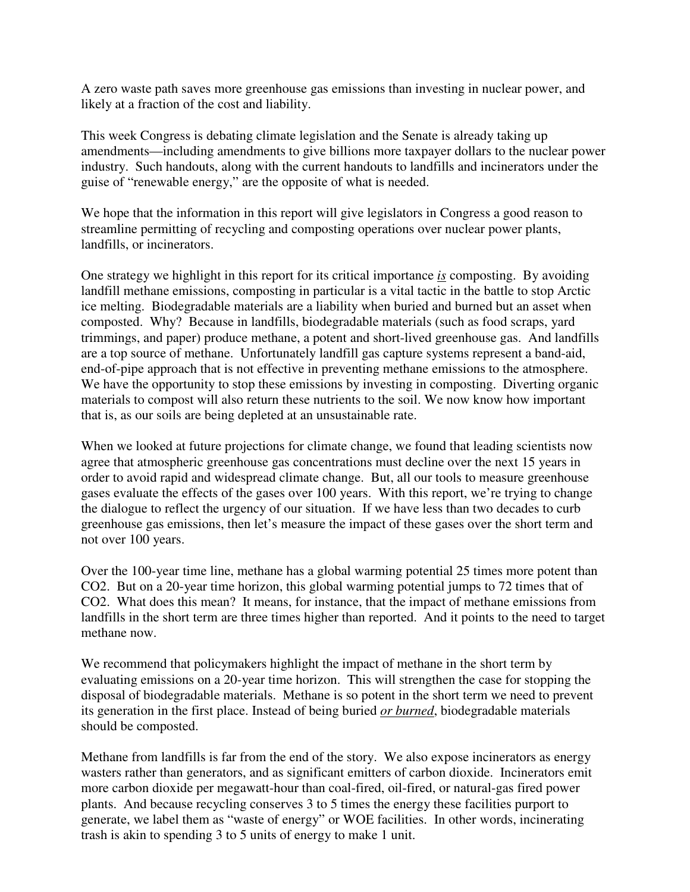A zero waste path saves more greenhouse gas emissions than investing in nuclear power, and likely at a fraction of the cost and liability.

This week Congress is debating climate legislation and the Senate is already taking up amendments—including amendments to give billions more taxpayer dollars to the nuclear power industry. Such handouts, along with the current handouts to landfills and incinerators under the guise of "renewable energy," are the opposite of what is needed.

We hope that the information in this report will give legislators in Congress a good reason to streamline permitting of recycling and composting operations over nuclear power plants, landfills, or incinerators.

One strategy we highlight in this report for its critical importance <u>*is*</u> composting. By avoiding landfill methane emissions, composting in particular is a vital tactic in the battle to stop Arctic ice melting. Biodegradable materials are a liability when buried and burned but an asset when composted. Why? Because in landfills, biodegradable materials (such as food scraps, yard trimmings, and paper) produce methane, a potent and short-lived greenhouse gas. And landfills are a top source of methane. Unfortunately landfill gas capture systems represent a band-aid, end-of-pipe approach that is not effective in preventing methane emissions to the atmosphere. We have the opportunity to stop these emissions by investing in composting. Diverting organic materials to compost will also return these nutrients to the soil. We now know how important that is, as our soils are being depleted at an unsustainable rate.

When we looked at future projections for climate change, we found that leading scientists now agree that atmospheric greenhouse gas concentrations must decline over the next 15 years in order to avoid rapid and widespread climate change. But, all our tools to measure greenhouse gases evaluate the effects of the gases over 100 years. With this report, we're trying to change the dialogue to reflect the urgency of our situation. If we have less than two decades to curb greenhouse gas emissions, then let's measure the impact of these gases over the short term and not over 100 years.

Over the 100-year time line, methane has a global warming potential 25 times more potent than $CO_2$. But on a 20-year time horizon, this global warming potential jumps to 72 times that of $CO_2$. What does this mean? It means, for instance, that the impact of methane emissions from landfills in the short term are three times higher than reported. And it points to the need to target methane now.

We recommend that policymakers highlight the impact of methane in the short term by evaluating emissions on a 20-year time horizon. This will strengthen the case for stopping the disposal of biodegradable materials. Methane is so potent in the short term we need to prevent its generation in the first place. Instead of being buried <u>*or burned*</u>, biodegradable materials should be composted.

Methane from landfills is far from the end of the story. We also expose incinerators as energy wasters rather than generators, and as significant emitters of carbon dioxide. Incinerators emit more carbon dioxide per megawatt-hour than coal-fired, oil-fired, or natural-gas fired power plants. And because recycling conserves 3 to 5 times the energy these facilities purport to generate, we label them as "waste of energy" or WOE facilities. In other words, incinerating trash is akin to spending 3 to 5 units of energy to make 1 unit.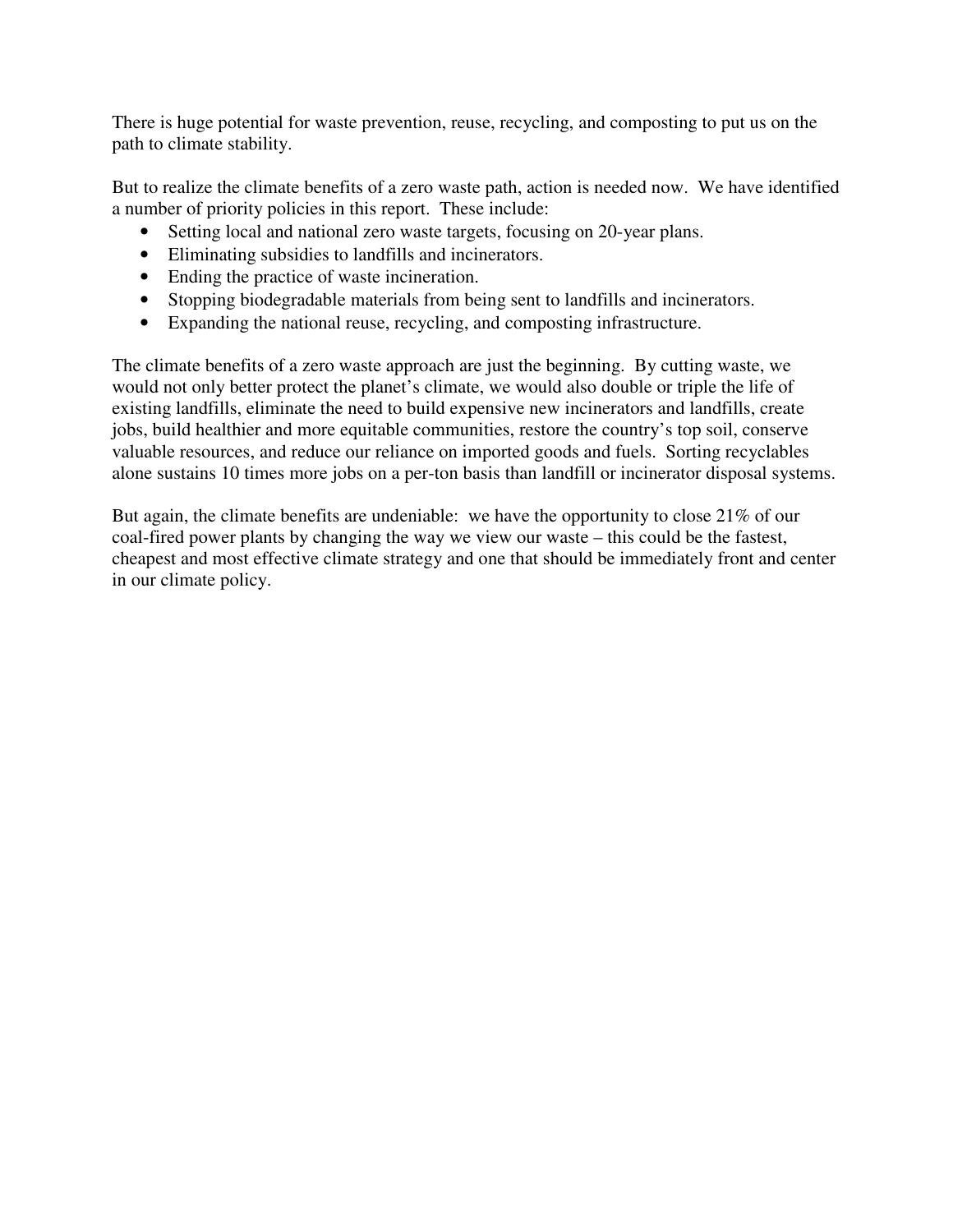There is huge potential for waste prevention, reuse, recycling, and composting to put us on the path to climate stability.

But to realize the climate benefits of a zero waste path, action is needed now. We have identified a number of priority policies in this report. These include:

- Setting local and national zero waste targets, focusing on 20-year plans.
- Eliminating subsidies to landfills and incinerators.
- Ending the practice of waste incineration.
- Stopping biodegradable materials from being sent to landfills and incinerators.
- Expanding the national reuse, recycling, and composting infrastructure.

The climate benefits of a zero waste approach are just the beginning. By cutting waste, we would not only better protect the planet's climate, we would also double or triple the life of existing landfills, eliminate the need to build expensive new incinerators and landfills, create jobs, build healthier and more equitable communities, restore the country's top soil, conserve valuable resources, and reduce our reliance on imported goods and fuels. Sorting recyclables alone sustains 10 times more jobs on a per-ton basis than landfill or incinerator disposal systems.

But again, the climate benefits are undeniable: we have the opportunity to close 21% of our coal-fired power plants by changing the way we view our waste – this could be the fastest, cheapest and most effective climate strategy and one that should be immediately front and center in our climate policy.